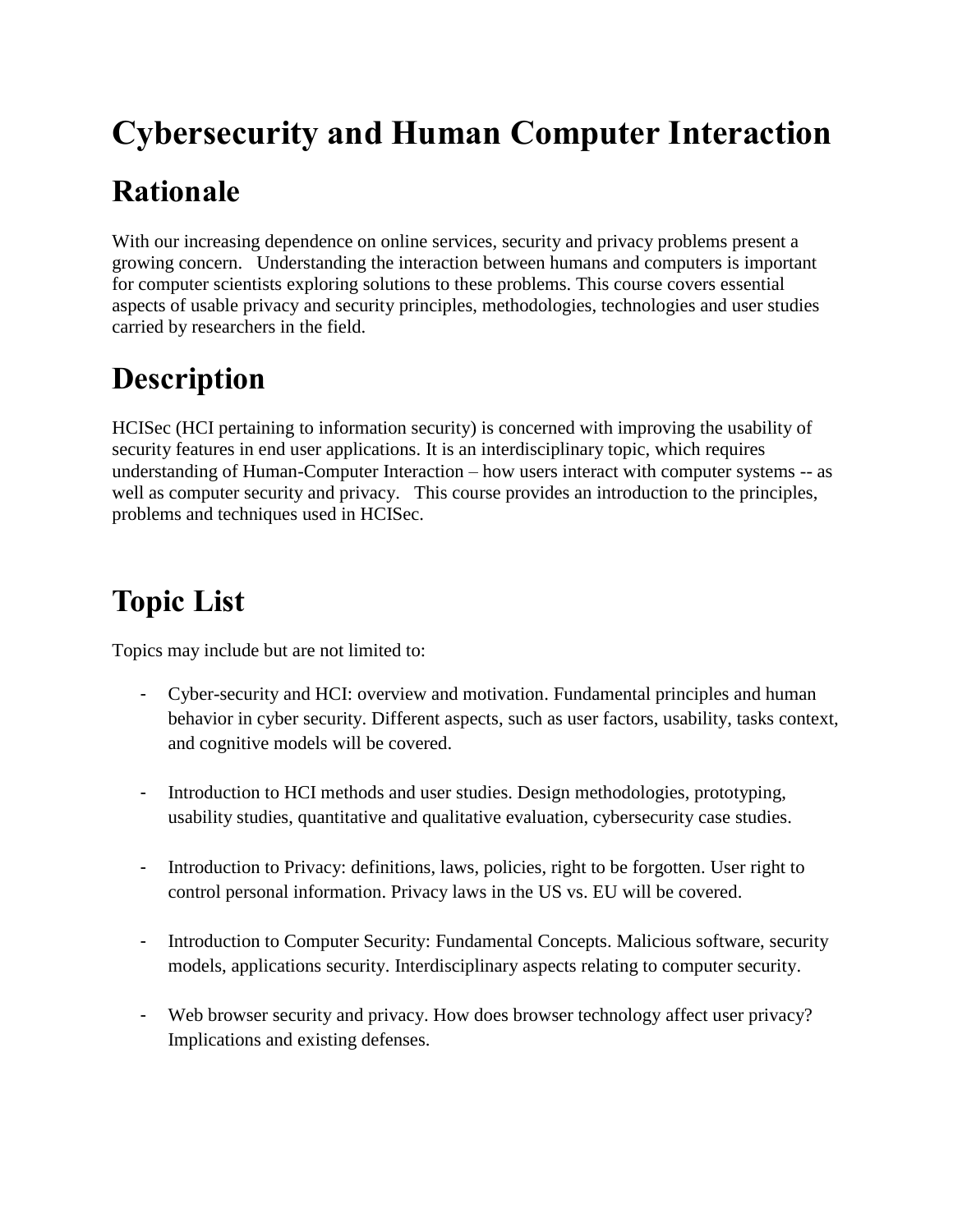# Cybersecurity and Human Computer Interaction

## Rationale

With our increasing dependence on online services, security and privacy problems present a growing concern. Understanding the interaction between humans and computers is important for computer scientists exploring solutions to these problems. This course covers essential aspects of usable privacy and security principles, methodologies, technologies and user studies carried by researchers in the field.

## Description

HCISec (HCI pertaining to information security) is concerned with improving the usability of security features in end user applications. It is an interdisciplinary topic, which requires understanding of Human-Computer Interaction – how users interact with computer systems -- as well as computer security and privacy. This course provides an introduction to the principles, problems and techniques used in HCISec.

## Topic List

Topics may include but are not limited to:

- Cyber-security and HCI: overview and motivation. Fundamental principles and human behavior in cyber security. Different aspects, such as user factors, usability, tasks context, and cognitive models will be covered.

- Introduction to HCI methods and user studies. Design methodologies, prototyping, usability studies, quantitative and qualitative evaluation, cybersecurity case studies.

- Introduction to Privacy: definitions, laws, policies, right to be forgotten. User right to control personal information. Privacy laws in the US vs. EU will be covered.

- Introduction to Computer Security: Fundamental Concepts. Malicious software, security models, applications security. Interdisciplinary aspects relating to computer security.

- Web browser security and privacy. How does browser technology affect user privacy? Implications and existing defenses.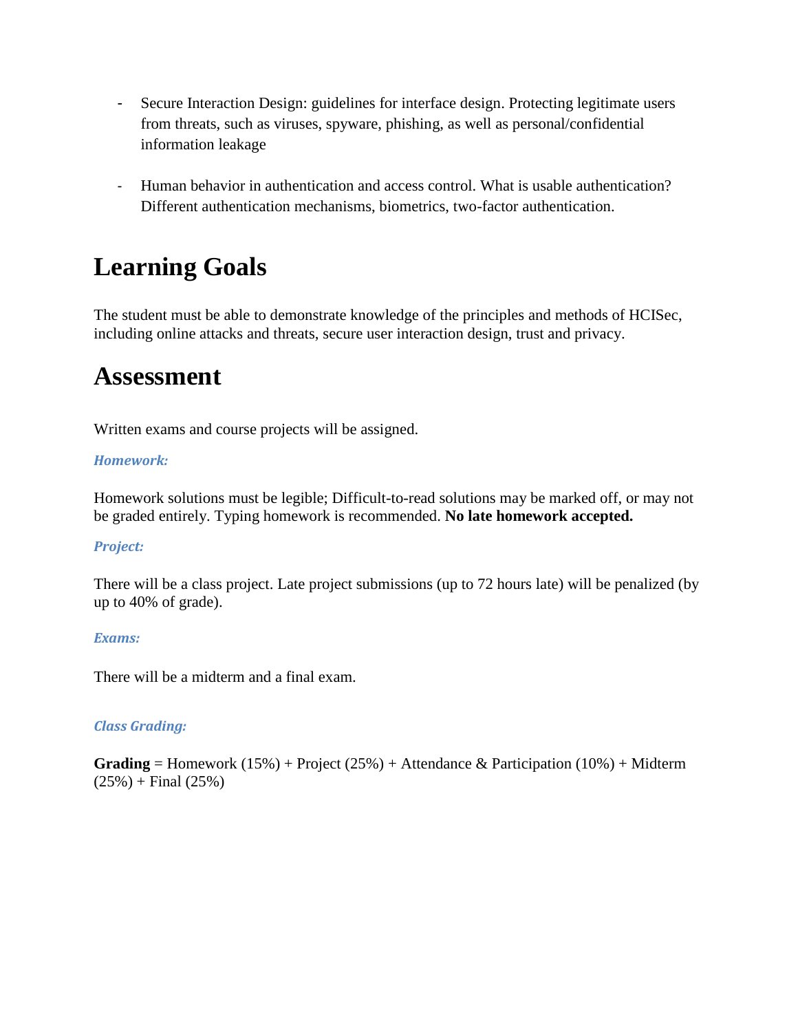- Secure Interaction Design: guidelines for interface design. Protecting legitimate users from threats, such as viruses, spyware, phishing, as well as personal/confidential information leakage

- Human behavior in authentication and access control. What is usable authentication? Different authentication mechanisms, biometrics, two-factor authentication.

# Learning Goals

The student must be able to demonstrate knowledge of the principles and methods of HCISec, including online attacks and threats, secure user interaction design, trust and privacy.

# Assessment

Written exams and course projects will be assigned.

### *Homework:*

Homework solutions must be legible; Difficult-to-read solutions may be marked off, or may not be graded entirely. Typing homework is recommended. **No late homework accepted.**

### *Project:*

There will be a class project. Late project submissions (up to 72 hours late) will be penalized (by up to 40% of grade).

### *Exams:*

There will be a midterm and a final exam.

### *Class Grading:*

**Grading** = Homework (15%) + Project (25%) + Attendance & Participation (10%) + Midterm (25%) + Final (25%)